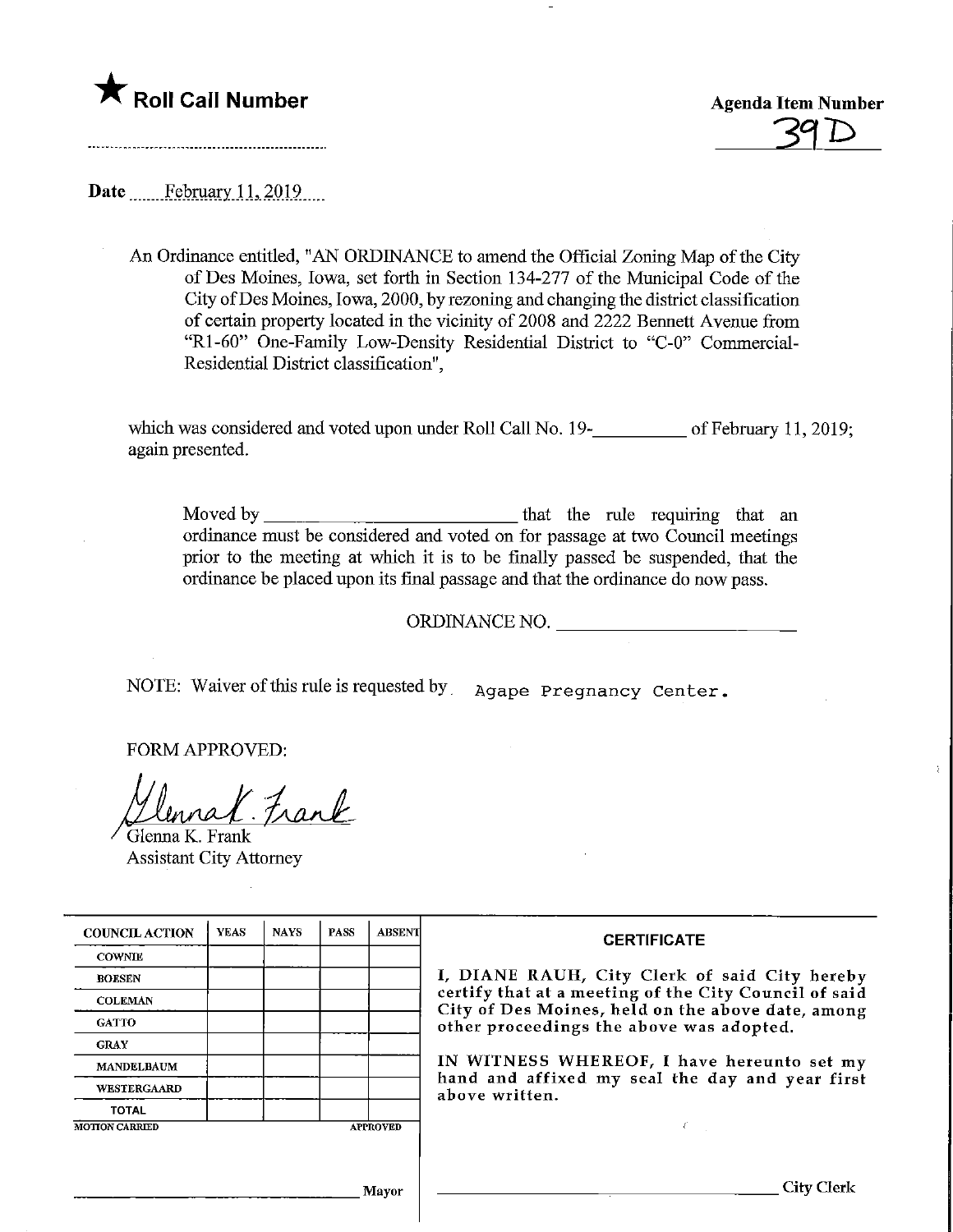★ **Roll Call Number**

..........................................................

**Agenda Item Number**

39D

**Date** February 11, 2019

An Ordinance entitled, "AN ORDINANCE to amend the Official Zoning Map of the City of Des Moines, Iowa, set forth in Section 134-277 of the Municipal Code of the City of Des Moines, Iowa, 2000, by rezoning and changing the district classification of certain property located in the vicinity of 2008 and 2222 Bennett Avenue from "R1-60" One-Family Low-Density Residential District to "C-0" Commercial-Residential District classification",

which was considered and voted upon under Roll Call No. 19-__________ of February 11, 2019; again presented.

Moved by ______________________________ that the rule requiring that an ordinance must be considered and voted on for passage at two Council meetings prior to the meeting at which it is to be finally passed be suspended, that the ordinance be placed upon its final passage and that the ordinance do now pass.

ORDINANCE NO. ________________________

NOTE: Waiver of this rule is requested by Agape Pregnancy Center.

FORM APPROVED:

Glenna K. Frank
Glenna K. Frank
Assistant City Attorney

| COUNCIL ACTION | YEAS | NAYS | PASS | ABSENT |
|---|---|---|---|---|
| COWNIE | | | | |
| BOESEN | | | | |
| COLEMAN | | | | |
| GATTO | | | | |
| GRAY | | | | |
| MANDELBAUM | | | | |
| WESTERGAARD | | | | |
| TOTAL | | | | |
| MOTION CARRIED | | | | APPROVED |

______________________________ Mayor

**CERTIFICATE**

I, DIANE RAUH, City Clerk of said City hereby certify that at a meeting of the City Council of said City of Des Moines, held on the above date, among other proceedings the above was adopted.

IN WITNESS WHEREOF, I have hereunto set my hand and affixed my seal the day and year first above written.

______________________________ City Clerk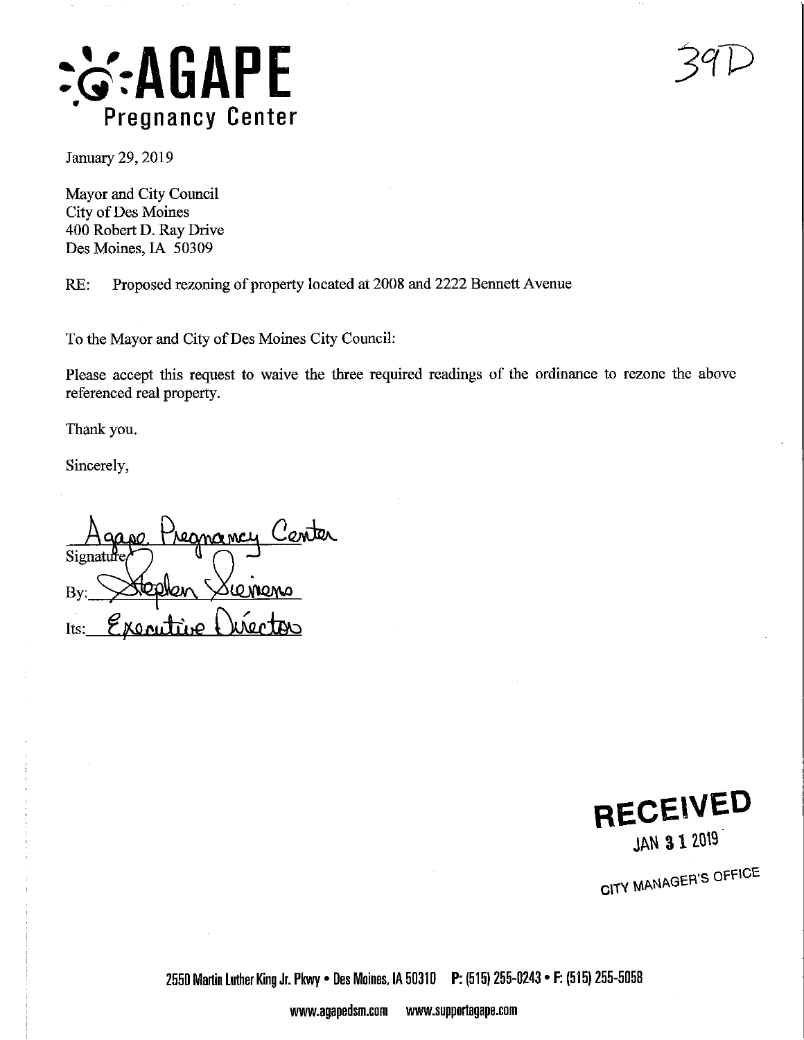# AGAPE Pregnancy Center

39D

January 29, 2019

Mayor and City Council
City of Des Moines
400 Robert D. Ray Drive
Des Moines, IA 50309

RE: Proposed rezoning of property located at 2008 and 2222 Bennett Avenue

To the Mayor and City of Des Moines City Council:

Please accept this request to waive the three required readings of the ordinance to rezone the above referenced real property.

Thank you.

Sincerely,

Agape Pregnancy Center
Signature

By: Stephen Sieversn

Its: Executive Director

RECEIVED
JAN 31 2019
CITY MANAGER'S OFFICE

2550 Martin Luther King Jr. Pkwy • Des Moines, IA 50310 P: (515) 255-0243 • F: (515) 255-5058

www.agapedsm.com www.supportagape.com